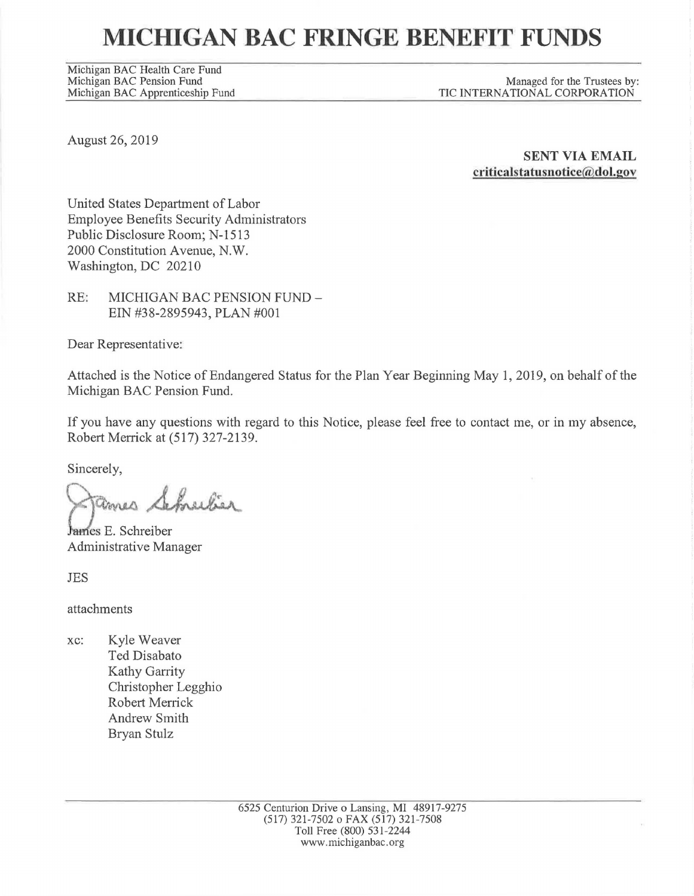# MICHIGAN BAC FRINGE BENEFIT FUNDS

Michigan BAC Health Care Fund
Michigan BAC Pension Fund
Michigan BAC Apprenticeship Fund

Managed for the Trustees by:
TIC INTERNATIONAL CORPORATION

August 26, 2019

**SENT VIA EMAIL**
**criticalstatusnotice@dol.gov**

United States Department of Labor
Employee Benefits Security Administrators
Public Disclosure Room; N-1513
2000 Constitution Avenue, N.W.
Washington, DC 20210

RE: MICHIGAN BAC PENSION FUND – EIN #38-2895943, PLAN #001

Dear Representative:

Attached is the Notice of Endangered Status for the Plan Year Beginning May 1, 2019, on behalf of the Michigan BAC Pension Fund.

If you have any questions with regard to this Notice, please feel free to contact me, or in my absence, Robert Merrick at (517) 327-2139.

Sincerely,

James E. Schreiber
Administrative Manager

JES

attachments

xc: Kyle Weaver
Ted Disabato
Kathy Garrity
Christopher Legghio
Robert Merrick
Andrew Smith
Bryan Stulz

6525 Centurion Drive o Lansing, MI 48917-9275
(517) 321-7502 o FAX (517) 321-7508
Toll Free (800) 531-2244
www.michiganbac.org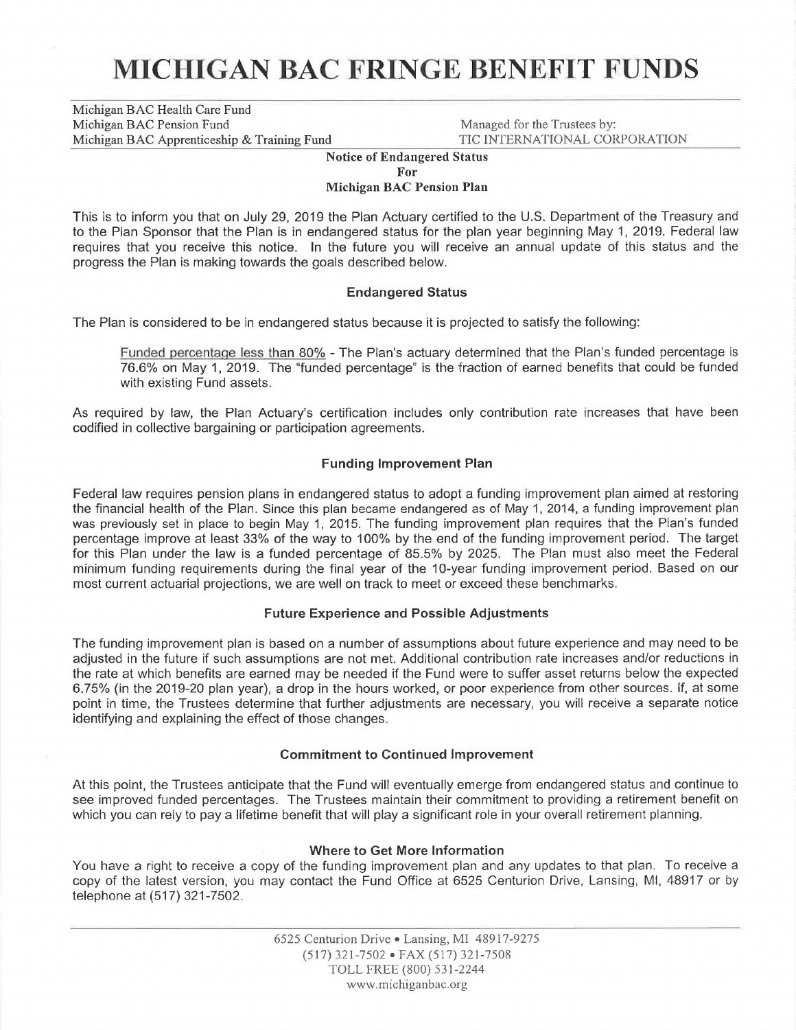# MICHIGAN BAC FRINGE BENEFIT FUNDS

Michigan BAC Health Care Fund
Michigan BAC Pension Fund
Michigan BAC Apprenticeship & Training Fund

Managed for the Trustees by:
TIC INTERNATIONAL CORPORATION

**Notice of Endangered Status**
**For**
**Michigan BAC Pension Plan**

This is to inform you that on July 29, 2019 the Plan Actuary certified to the U.S. Department of the Treasury and to the Plan Sponsor that the Plan is in endangered status for the plan year beginning May 1, 2019. Federal law requires that you receive this notice. In the future you will receive an annual update of this status and the progress the Plan is making towards the goals described below.

### Endangered Status

The Plan is considered to be in endangered status because it is projected to satisfy the following:

> Funded percentage less than 80% - The Plan's actuary determined that the Plan's funded percentage is 76.6% on May 1, 2019. The "funded percentage" is the fraction of earned benefits that could be funded with existing Fund assets.

As required by law, the Plan Actuary's certification includes only contribution rate increases that have been codified in collective bargaining or participation agreements.

### Funding Improvement Plan

Federal law requires pension plans in endangered status to adopt a funding improvement plan aimed at restoring the financial health of the Plan. Since this plan became endangered as of May 1, 2014, a funding improvement plan was previously set in place to begin May 1, 2015. The funding improvement plan requires that the Plan's funded percentage improve at least 33% of the way to 100% by the end of the funding improvement period. The target for this Plan under the law is a funded percentage of 85.5% by 2025. The Plan must also meet the Federal minimum funding requirements during the final year of the 10-year funding improvement period. Based on our most current actuarial projections, we are well on track to meet or exceed these benchmarks.

### Future Experience and Possible Adjustments

The funding improvement plan is based on a number of assumptions about future experience and may need to be adjusted in the future if such assumptions are not met. Additional contribution rate increases and/or reductions in the rate at which benefits are earned may be needed if the Fund were to suffer asset returns below the expected 6.75% (in the 2019-20 plan year), a drop in the hours worked, or poor experience from other sources. If, at some point in time, the Trustees determine that further adjustments are necessary, you will receive a separate notice identifying and explaining the effect of those changes.

### Commitment to Continued Improvement

At this point, the Trustees anticipate that the Fund will eventually emerge from endangered status and continue to see improved funded percentages. The Trustees maintain their commitment to providing a retirement benefit on which you can rely to pay a lifetime benefit that will play a significant role in your overall retirement planning.

### Where to Get More Information

You have a right to receive a copy of the funding improvement plan and any updates to that plan. To receive a copy of the latest version, you may contact the Fund Office at 6525 Centurion Drive, Lansing, MI, 48917 or by telephone at (517) 321-7502.

6525 Centurion Drive • Lansing, MI 48917-9275
(517) 321-7502 • FAX (517) 321-7508
TOLL FREE (800) 531-2244
www.michiganbac.org